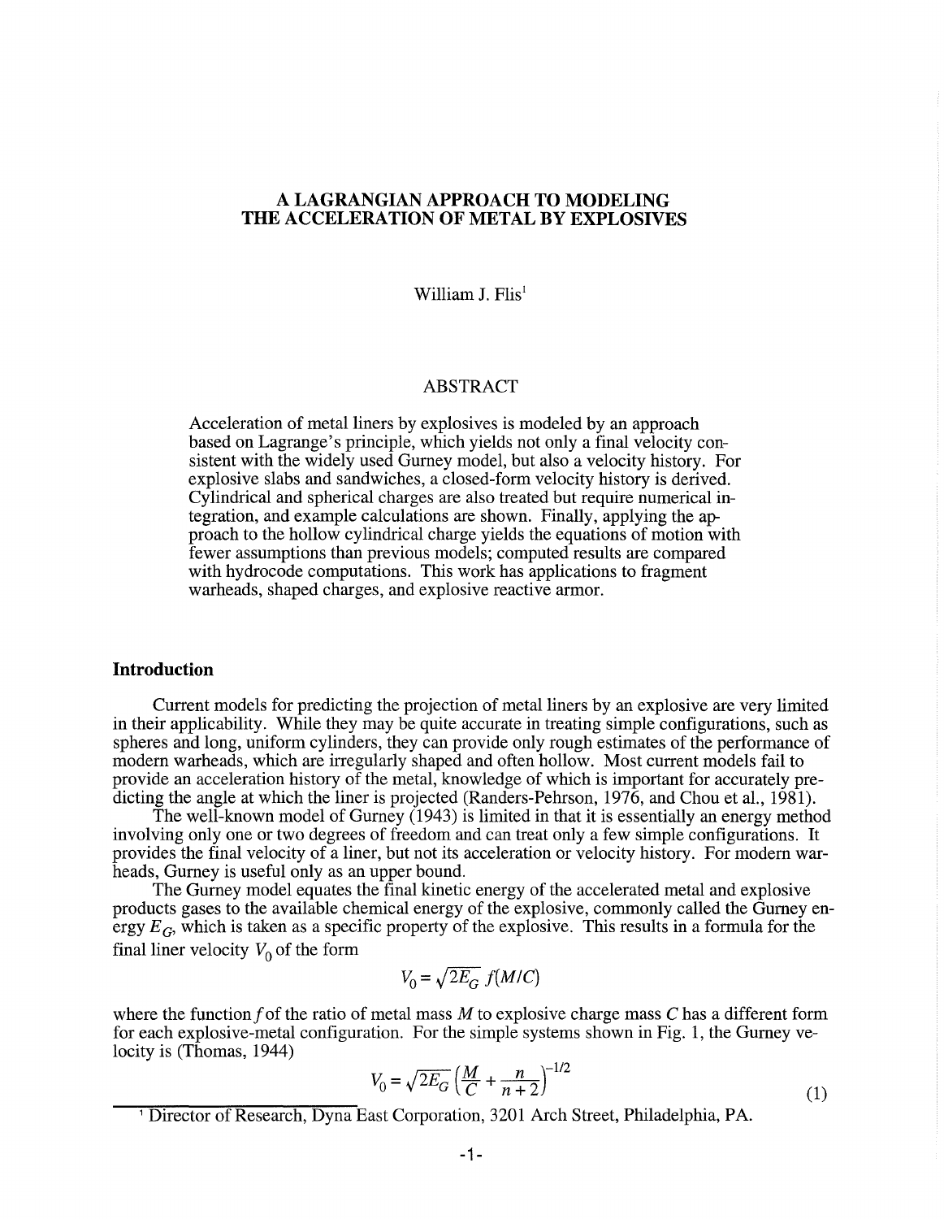# A LAGRANGIAN APPROACH TO MODELING THE ACCELERATION OF METAL BY EXPLOSIVES

William J. Flis[1]

## ABSTRACT

Acceleration of metal liners by explosives is modeled by an approach based on Lagrange's principle, which yields not only a final velocity consistent with the widely used Gurney model, but also a velocity history. For explosive slabs and sandwiches, a closed-form velocity history is derived. Cylindrical and spherical charges are also treated but require numerical integration, and example calculations are shown. Finally, applying the approach to the hollow cylindrical charge yields the equations of motion with fewer assumptions than previous models; computed results are compared with hydrocode computations. This work has applications to fragment warheads, shaped charges, and explosive reactive armor.

## Introduction

Current models for predicting the projection of metal liners by an explosive are very limited in their applicability. While they may be quite accurate in treating simple configurations, such as spheres and long, uniform cylinders, they can provide only rough estimates of the performance of modern warheads, which are irregularly shaped and often hollow. Most current models fail to provide an acceleration history of the metal, knowledge of which is important for accurately predicting the angle at which the liner is projected (Randers-Pehrson, 1976, and Chou et al., 1981).

The well-known model of Gurney (1943) is limited in that it is essentially an energy method involving only one or two degrees of freedom and can treat only a few simple configurations. It provides the final velocity of a liner, but not its acceleration or velocity history. For modern warheads, Gurney is useful only as an upper bound.

The Gurney model equates the final kinetic energy of the accelerated metal and explosive products gases to the available chemical energy of the explosive, commonly called the Gurney energy $E_G$, which is taken as a specific property of the explosive. This results in a formula for the final liner velocity $V_0$ of the form

$$V_0 = \sqrt{2E_G}\; f(M/C)$$

where the function $f$ of the ratio of metal mass $M$ to explosive charge mass $C$ has a different form for each explosive-metal configuration. For the simple systems shown in Fig. 1, the Gurney velocity is (Thomas, 1944)

$$V_0 = \sqrt{2E_G}\left(\frac{M}{C} + \frac{n}{n+2}\right)^{-1/2} \tag{1}$$

[1] Director of Research, Dyna East Corporation, 3201 Arch Street, Philadelphia, PA.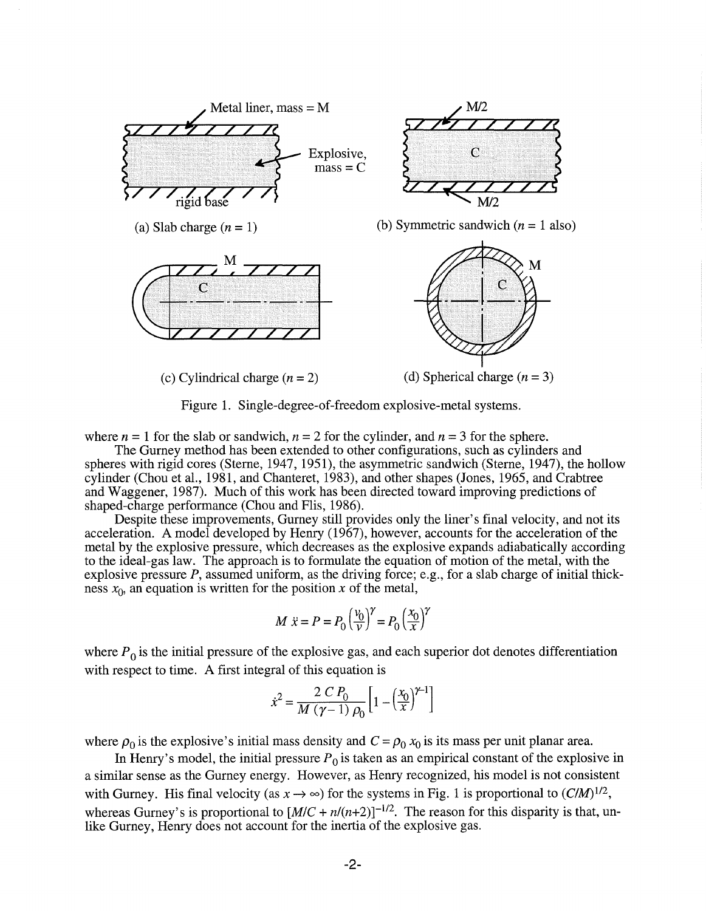(a) Slab charge ($n$ = 1)

(b) Symmetric sandwich ($n$ = 1 also)

(c) Cylindrical charge ($n$ = 2)

(d) Spherical charge ($n$ = 3)

Figure 1. Single-degree-of-freedom explosive-metal systems.

where $n = 1$ for the slab or sandwich, $n = 2$ for the cylinder, and $n = 3$ for the sphere.

The Gurney method has been extended to other configurations, such as cylinders and spheres with rigid cores (Sterne, 1947, 1951), the asymmetric sandwich (Sterne, 1947), the hollow cylinder (Chou et al., 1981, and Chanteret, 1983), and other shapes (Jones, 1965, and Crabtree and Waggener, 1987). Much of this work has been directed toward improving predictions of shaped-charge performance (Chou and Flis, 1986).

Despite these improvements, Gurney still provides only the liner's final velocity, and not its acceleration. A model developed by Henry (1967), however, accounts for the acceleration of the metal by the explosive pressure, which decreases as the explosive expands adiabatically according to the ideal-gas law. The approach is to formulate the equation of motion of the metal, with the explosive pressure $P$, assumed uniform, as the driving force; e.g., for a slab charge of initial thickness $x_0$, an equation is written for the position $x$ of the metal,

$$M\,\ddot{x} = P = P_0\left(\frac{V_0}{V}\right)^{\gamma} = P_0\left(\frac{x_0}{x}\right)^{\gamma}$$

where $P_0$ is the initial pressure of the explosive gas, and each superior dot denotes differentiation with respect to time. A first integral of this equation is

$$\dot{x}^2 = \frac{2\,C\,P_0}{M\,(\gamma-1)\,\rho_0}\left[1-\left(\frac{x_0}{x}\right)^{\gamma-1}\right]$$

where $\rho_0$ is the explosive's initial mass density and $C = \rho_0\,x_0$ is its mass per unit planar area.

In Henry's model, the initial pressure $P_0$ is taken as an empirical constant of the explosive in a similar sense as the Gurney energy. However, as Henry recognized, his model is not consistent with Gurney. His final velocity (as $x \rightarrow \infty$) for the systems in Fig. 1 is proportional to $(C/M)^{1/2}$, whereas Gurney's is proportional to $[M/C + n/(n+2)]^{-1/2}$. The reason for this disparity is that, unlike Gurney, Henry does not account for the inertia of the explosive gas.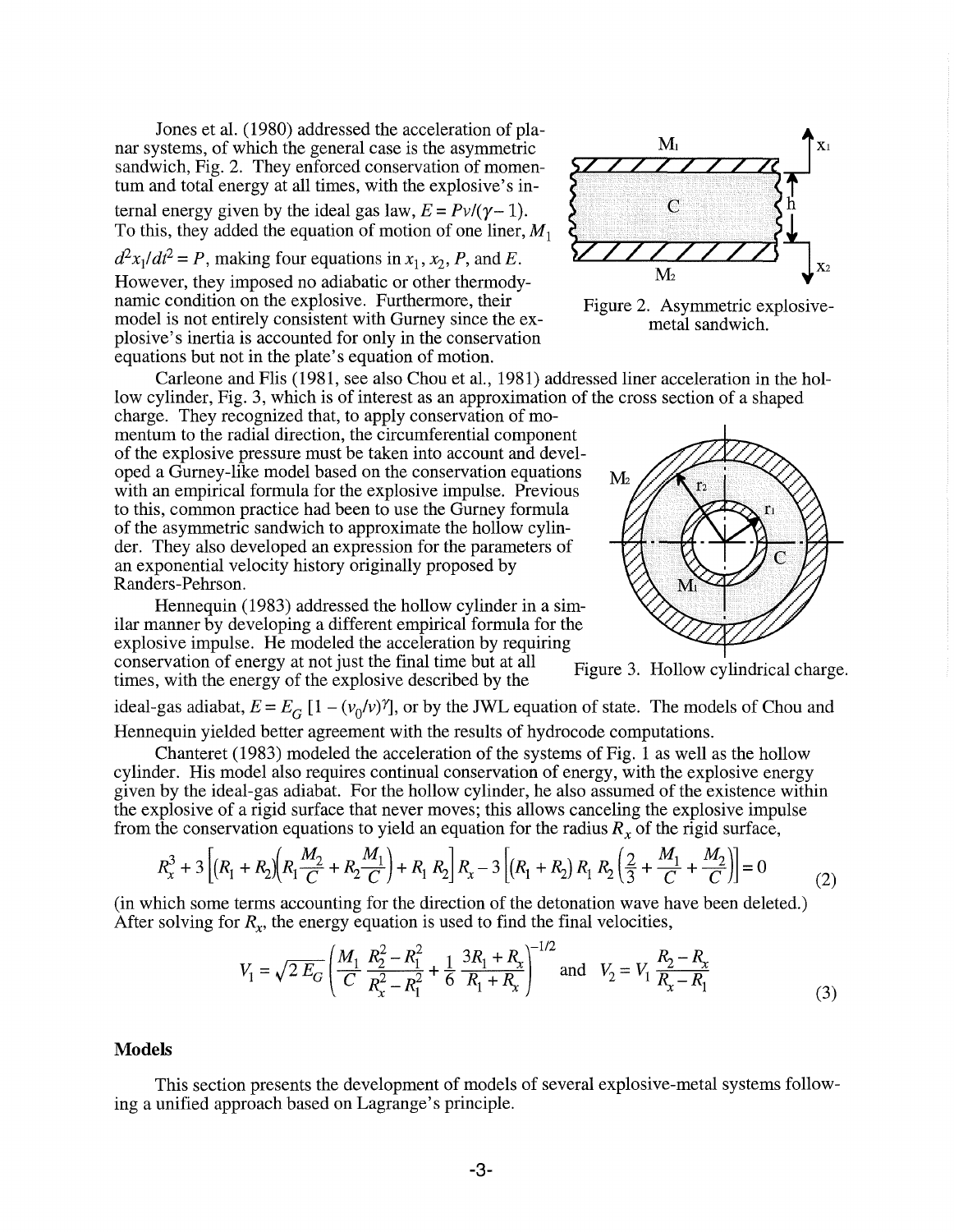Jones et al. (1980) addressed the acceleration of planar systems, of which the general case is the asymmetric sandwich, Fig. 2. They enforced conservation of momentum and total energy at all times, with the explosive's internal energy given by the ideal gas law, $E = Pv/(\gamma - 1)$. To this, they added the equation of motion of one liner, $M_1 \, d^2x_1/dt^2 = P$, making four equations in $x_1$, $x_2$, $P$, and $E$. However, they imposed no adiabatic or other thermodynamic condition on the explosive. Furthermore, their model is not entirely consistent with Gurney since the explosive's inertia is accounted for only in the conservation equations but not in the plate's equation of motion.

Figure 2. Asymmetric explosive-metal sandwich.

Carleone and Flis (1981, see also Chou et al., 1981) addressed liner acceleration in the hollow cylinder, Fig. 3, which is of interest as an approximation of the cross section of a shaped charge. They recognized that, to apply conservation of momentum to the radial direction, the circumferential component of the explosive pressure must be taken into account and developed a Gurney-like model based on the conservation equations with an empirical formula for the explosive impulse. Previous to this, common practice had been to use the Gurney formula of the asymmetric sandwich to approximate the hollow cylinder. They also developed an expression for the parameters of an exponential velocity history originally proposed by Randers-Pehrson.

Hennequin (1983) addressed the hollow cylinder in a similar manner by developing a different empirical formula for the explosive impulse. He modeled the acceleration by requiring conservation of energy at not just the final time but at all times, with the energy of the explosive described by the ideal-gas adiabat, $E = E_G \, [1 - (v_0/v)^{\gamma}]$, or by the JWL equation of state. The models of Chou and Hennequin yielded better agreement with the results of hydrocode computations.

Figure 3. Hollow cylindrical charge.

Chanteret (1983) modeled the acceleration of the systems of Fig. 1 as well as the hollow cylinder. His model also requires continual conservation of energy, with the explosive energy given by the ideal-gas adiabat. For the hollow cylinder, he also assumed of the existence within the explosive of a rigid surface that never moves; this allows canceling the explosive impulse from the conservation equations to yield an equation for the radius $R_x$ of the rigid surface,

$$R_x^3 + 3\left[(R_1 + R_2)\left(R_1 \frac{M_2}{C} + R_2 \frac{M_1}{C}\right) + R_1 R_2\right] R_x - 3\left[(R_1 + R_2) R_1 R_2 \left(\frac{2}{3} + \frac{M_1}{C} + \frac{M_2}{C}\right)\right] = 0 \tag{2}$$

(in which some terms accounting for the direction of the detonation wave have been deleted.) After solving for $R_x$, the energy equation is used to find the final velocities,

$$V_1 = \sqrt{2\,E_G} \left(\frac{M_1}{C} \frac{R_2^2 - R_1^2}{R_x^2 - R_1^2} + \frac{1}{6} \frac{3R_1 + R_x}{R_1 + R_x}\right)^{-1/2} \quad \text{and} \quad V_2 = V_1 \frac{R_2 - R_x}{R_x - R_1} \tag{3}$$

## Models

This section presents the development of models of several explosive-metal systems following a unified approach based on Lagrange's principle.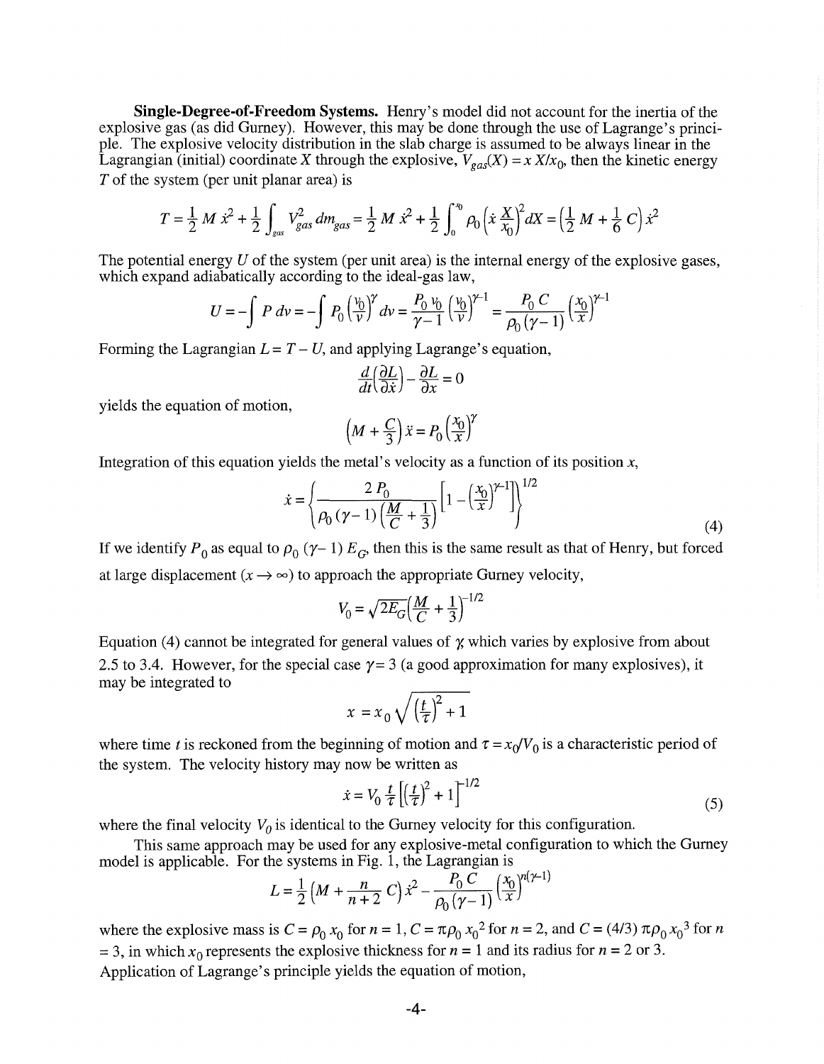**Single-Degree-of-Freedom Systems.** Henry's model did not account for the inertia of the explosive gas (as did Gurney). However, this may be done through the use of Lagrange's principle. The explosive velocity distribution in the slab charge is assumed to be always linear in the Lagrangian (initial) coordinate $X$ through the explosive, $V_{gas}(X) = \dot{x}\, X/x_0$, then the kinetic energy $T$ of the system (per unit planar area) is

$$T = \tfrac{1}{2} M \dot{x}^2 + \tfrac{1}{2}\int_{gas} V_{gas}^2\, dm_{gas} = \tfrac{1}{2} M \dot{x}^2 + \tfrac{1}{2}\int_0^{x_0} \rho_0 \left(\dot{x}\tfrac{X}{x_0}\right)^2 dX = \left(\tfrac{1}{2} M + \tfrac{1}{6} C\right)\dot{x}^2$$

The potential energy $U$ of the system (per unit area) is the internal energy of the explosive gases, which expand adiabatically according to the ideal-gas law,

$$U = -\int P\, dv = -\int P_0 \left(\tfrac{v_0}{v}\right)^{\gamma} dv = \frac{P_0\, v_0}{\gamma - 1}\left(\tfrac{v_0}{v}\right)^{\gamma-1} = \frac{P_0\, C}{\rho_0 (\gamma - 1)}\left(\tfrac{x_0}{x}\right)^{\gamma-1}$$

Forming the Lagrangian $L = T - U$, and applying Lagrange's equation,

$$\frac{d}{dt}\left(\frac{\partial L}{\partial \dot{x}}\right) - \frac{\partial L}{\partial x} = 0$$

yields the equation of motion,

$$\left(M + \tfrac{C}{3}\right)\ddot{x} = P_0 \left(\tfrac{x_0}{x}\right)^{\gamma}$$

Integration of this equation yields the metal's velocity as a function of its position $x$,

$$\dot{x} = \left\{\frac{2\, P_0}{\rho_0 (\gamma - 1)\left(\frac{M}{C} + \frac{1}{3}\right)}\left[1 - \left(\tfrac{x_0}{x}\right)^{\gamma-1}\right]\right\}^{1/2} \tag{4}$$

If we identify $P_0$ as equal to $\rho_0\, (\gamma - 1)\, E_G$, then this is the same result as that of Henry, but forced at large displacement ($x \rightarrow \infty$) to approach the appropriate Gurney velocity,

$$V_0 = \sqrt{2E_G}\left(\tfrac{M}{C} + \tfrac{1}{3}\right)^{-1/2}$$

Equation (4) cannot be integrated for general values of $\gamma$, which varies by explosive from about 2.5 to 3.4. However, for the special case $\gamma = 3$ (a good approximation for many explosives), it may be integrated to

$$x = x_0 \sqrt{\left(\tfrac{t}{\tau}\right)^2 + 1}$$

where time $t$ is reckoned from the beginning of motion and $\tau = x_0/V_0$ is a characteristic period of the system. The velocity history may now be written as

$$\dot{x} = V_0\, \tfrac{t}{\tau}\left[\left(\tfrac{t}{\tau}\right)^2 + 1\right]^{-1/2} \tag{5}$$

where the final velocity $V_0$ is identical to the Gurney velocity for this configuration.

This same approach may be used for any explosive-metal configuration to which the Gurney model is applicable. For the systems in Fig. 1, the Lagrangian is

$$L = \tfrac{1}{2}\left(M + \tfrac{n}{n+2}\, C\right)\dot{x}^2 - \frac{P_0\, C}{\rho_0 (\gamma - 1)}\left(\tfrac{x_0}{x}\right)^{n(\gamma-1)}$$

where the explosive mass is $C = \rho_0\, x_0$ for $n = 1$, $C = \pi \rho_0\, x_0^2$ for $n = 2$, and $C = (4/3)\, \pi \rho_0\, x_0^3$ for $n = 3$, in which $x_0$ represents the explosive thickness for $n = 1$ and its radius for $n = 2$ or 3. Application of Lagrange's principle yields the equation of motion,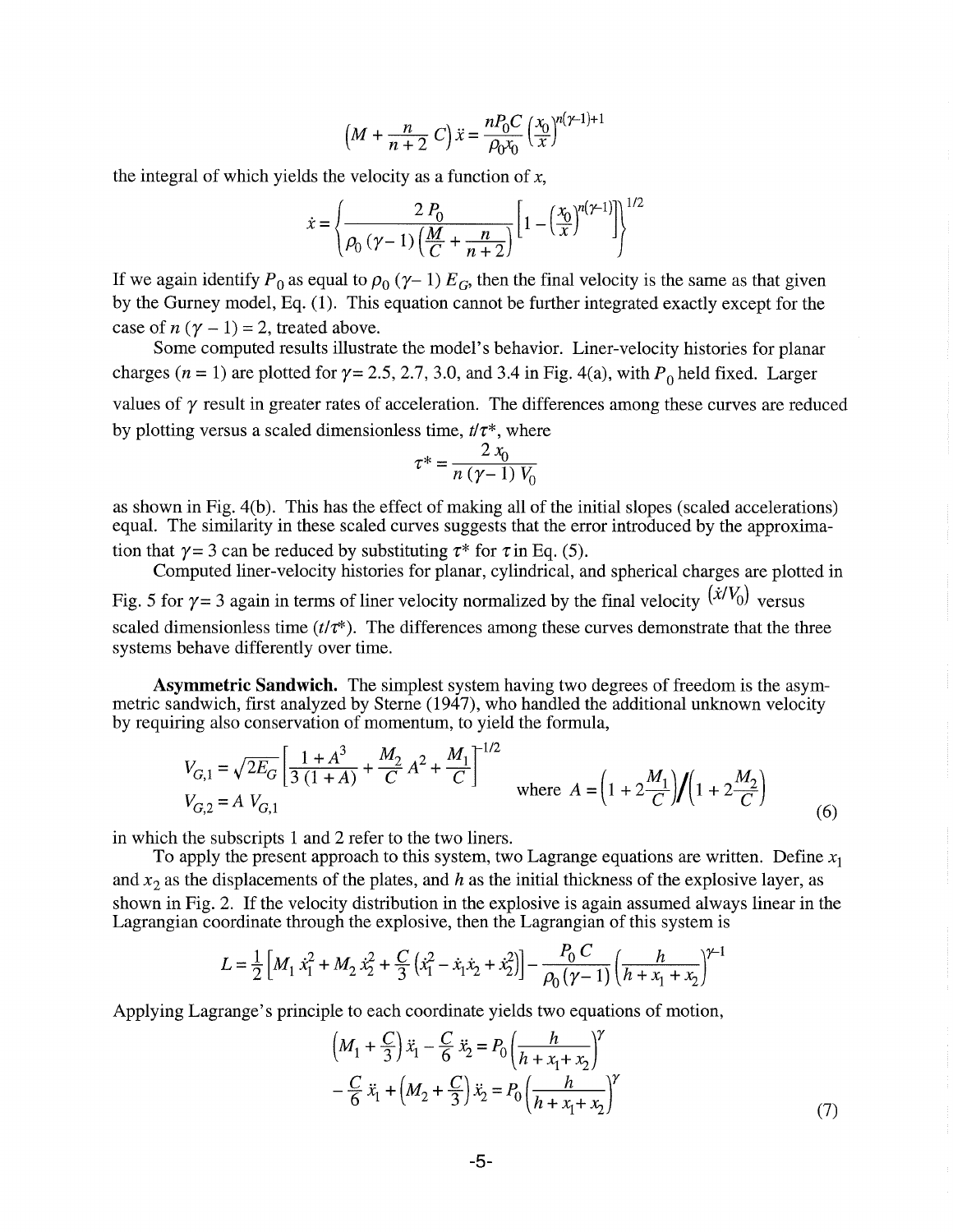$$\left(M + \frac{n}{n+2} C\right) \ddot{x} = \frac{n P_0 C}{\rho_0 x_0} \left(\frac{x_0}{x}\right)^{n(\gamma-1)+1}$$

the integral of which yields the velocity as a function of $x$,

$$\dot{x} = \left\{ \frac{2 P_0}{\rho_0 (\gamma - 1) \left(\frac{M}{C} + \frac{n}{n+2}\right)} \left[1 - \left(\frac{x_0}{x}\right)^{n(\gamma-1)}\right] \right\}^{1/2}$$

If we again identify $P_0$ as equal to $\rho_0 (\gamma - 1) E_G$, then the final velocity is the same as that given by the Gurney model, Eq. (1). This equation cannot be further integrated exactly except for the case of $n (\gamma - 1) = 2$, treated above.

Some computed results illustrate the model's behavior. Liner-velocity histories for planar charges ($n = 1$) are plotted for $\gamma = 2.5$, 2.7, 3.0, and 3.4 in Fig. 4(a), with $P_0$ held fixed. Larger values of $\gamma$ result in greater rates of acceleration. The differences among these curves are reduced by plotting versus a scaled dimensionless time, $t/\tau^*$, where

$$\tau^* = \frac{2 x_0}{n (\gamma - 1) V_0}$$

as shown in Fig. 4(b). This has the effect of making all of the initial slopes (scaled accelerations) equal. The similarity in these scaled curves suggests that the error introduced by the approximation that $\gamma = 3$ can be reduced by substituting $\tau^*$ for $\tau$ in Eq. (5).

Computed liner-velocity histories for planar, cylindrical, and spherical charges are plotted in Fig. 5 for $\gamma = 3$ again in terms of liner velocity normalized by the final velocity $(\dot{x}/V_0)$ versus scaled dimensionless time ($t/\tau^*$). The differences among these curves demonstrate that the three systems behave differently over time.

**Asymmetric Sandwich.** The simplest system having two degrees of freedom is the asymmetric sandwich, first analyzed by Sterne (1947), who handled the additional unknown velocity by requiring also conservation of momentum, to yield the formula,

$$V_{G,1} = \sqrt{2E_G} \left[\frac{1 + A^3}{3(1 + A)} + \frac{M_2}{C} A^2 + \frac{M_1}{C}\right]^{-1/2} \qquad \text{where } A = \left(1 + 2\frac{M_1}{C}\right) \bigg/ \left(1 + 2\frac{M_2}{C}\right)$$
$$V_{G,2} = A\, V_{G,1} \tag{6}$$

in which the subscripts 1 and 2 refer to the two liners.

To apply the present approach to this system, two Lagrange equations are written. Define $x_1$ and $x_2$ as the displacements of the plates, and $h$ as the initial thickness of the explosive layer, as shown in Fig. 2. If the velocity distribution in the explosive is again assumed always linear in the Lagrangian coordinate through the explosive, then the Lagrangian of this system is

$$L = \frac{1}{2}\left[M_1 \dot{x}_1^2 + M_2 \dot{x}_2^2 + \frac{C}{3}\left(\dot{x}_1^2 - \dot{x}_1 \dot{x}_2 + \dot{x}_2^2\right)\right] - \frac{P_0 C}{\rho_0 (\gamma - 1)} \left(\frac{h}{h + x_1 + x_2}\right)^{\gamma - 1}$$

Applying Lagrange's principle to each coordinate yields two equations of motion,

$$\left(M_1 + \frac{C}{3}\right) \ddot{x}_1 - \frac{C}{6} \ddot{x}_2 = P_0 \left(\frac{h}{h + x_1 + x_2}\right)^{\gamma}$$
$$-\frac{C}{6} \ddot{x}_1 + \left(M_2 + \frac{C}{3}\right) \ddot{x}_2 = P_0 \left(\frac{h}{h + x_1 + x_2}\right)^{\gamma} \tag{7}$$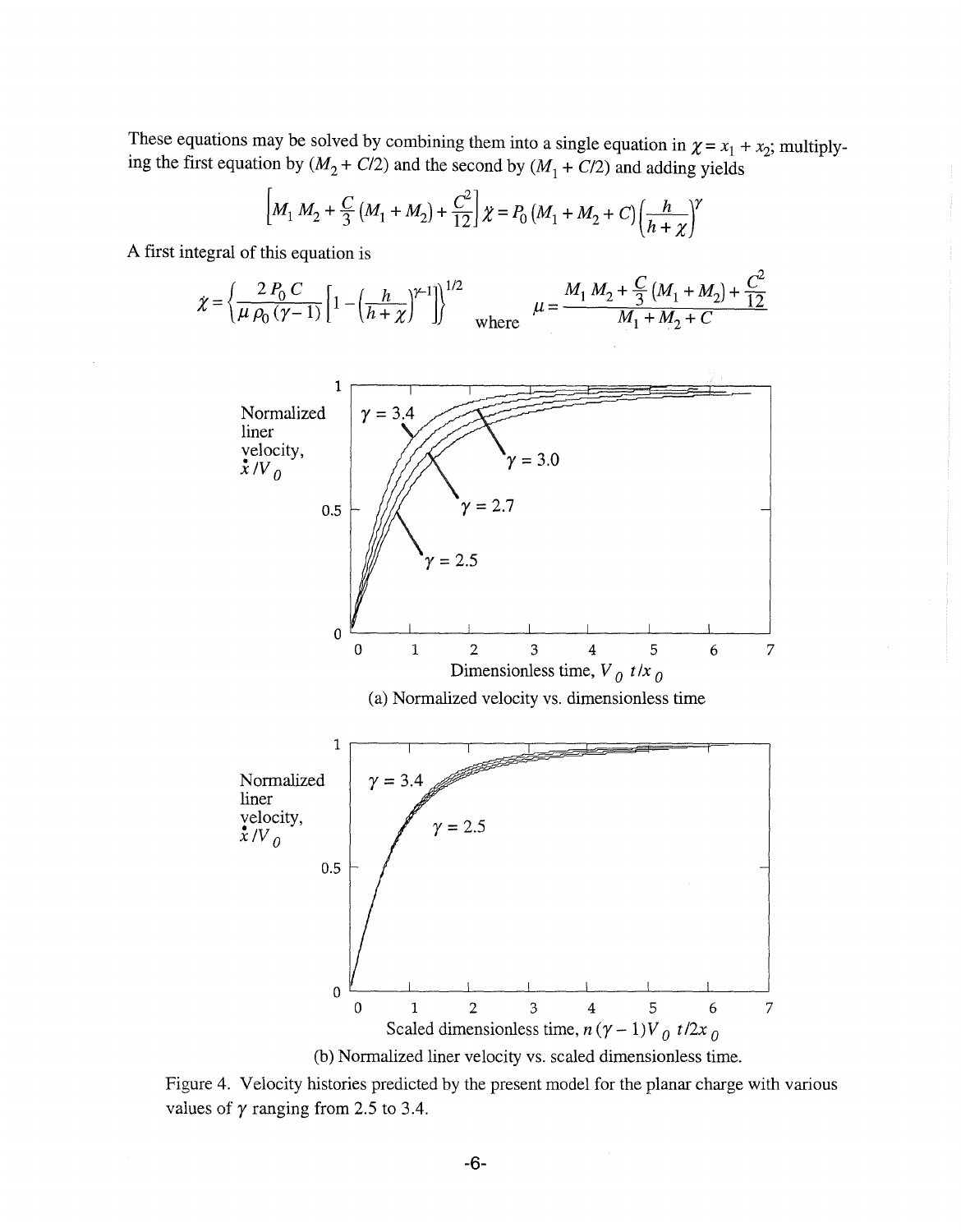These equations may be solved by combining them into a single equation in $\chi = x_1 + x_2$; multiplying the first equation by $(M_2 + C/2)$ and the second by $(M_1 + C/2)$ and adding yields

$$\left[M_1 M_2 + \frac{C}{3}(M_1 + M_2) + \frac{C^2}{12}\right]\ddot{\chi} = P_0 (M_1 + M_2 + C)\left(\frac{h}{h+\chi}\right)^{\gamma}$$

A first integral of this equation is

$$\dot{\chi} = \left\{\frac{2 P_0 C}{\mu \rho_0 (\gamma - 1)}\left[1 - \left(\frac{h}{h+\chi}\right)^{\gamma-1}\right]\right\}^{1/2} \quad \text{where} \quad \mu = \frac{M_1 M_2 + \frac{C}{3}(M_1 + M_2) + \frac{C^2}{12}}{M_1 + M_2 + C}$$

(a) Normalized velocity vs. dimensionless time

(b) Normalized liner velocity vs. scaled dimensionless time.

Figure 4. Velocity histories predicted by the present model for the planar charge with various values of $\gamma$ ranging from 2.5 to 3.4.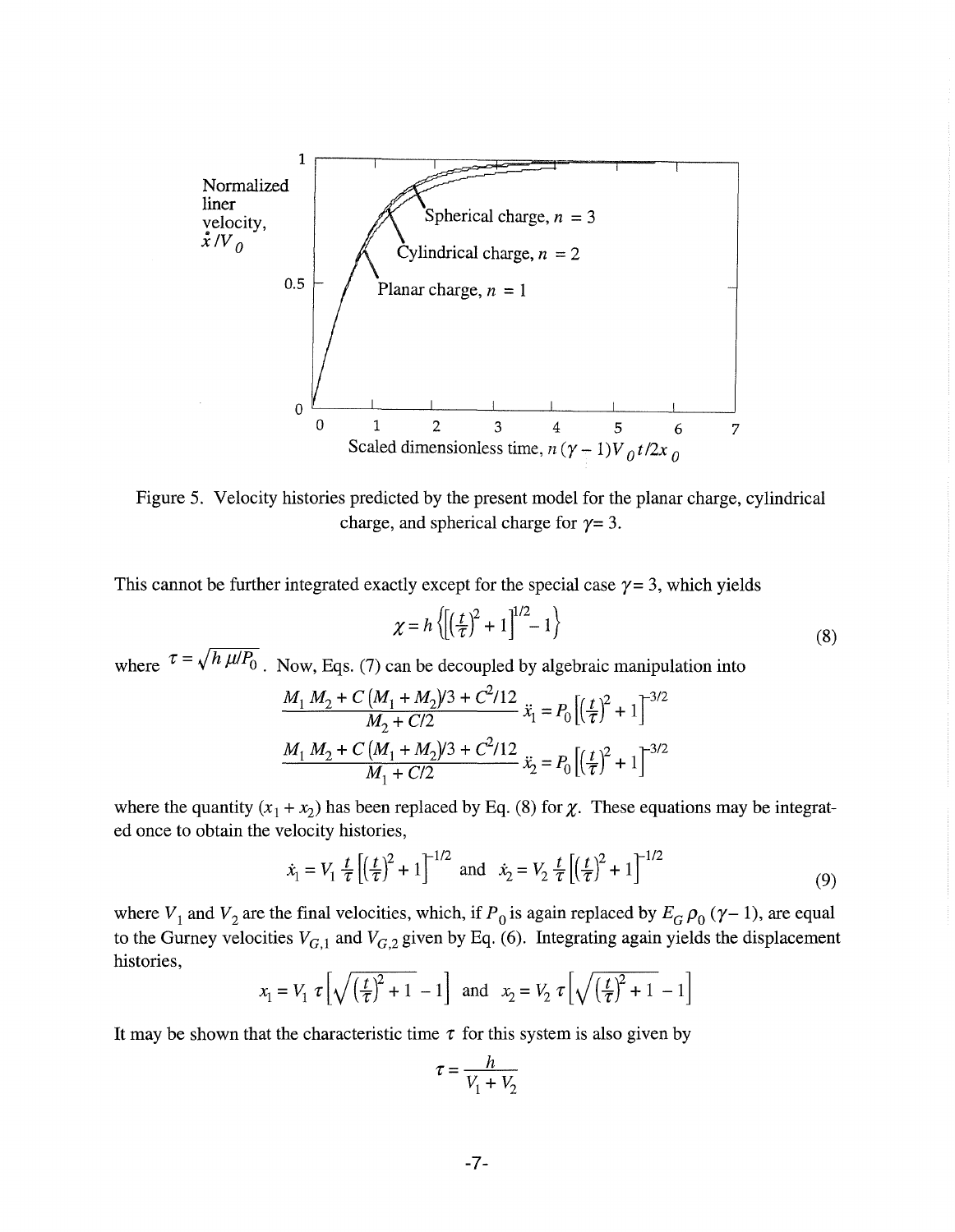Figure 5. Velocity histories predicted by the present model for the planar charge, cylindrical charge, and spherical charge for $\gamma = 3$.

This cannot be further integrated exactly except for the special case $\gamma = 3$, which yields

$$\chi = h\left\{\left[\left(\tfrac{t}{\tau}\right)^2 + 1\right]^{1/2} - 1\right\} \tag{8}$$

where $\tau = \sqrt{h\,\mu/P_0}$. Now, Eqs. (7) can be decoupled by algebraic manipulation into

$$\frac{M_1 M_2 + C\,(M_1 + M_2)/3 + C^2/12}{M_2 + C/2}\,\ddot{x}_1 = P_0\left[\left(\tfrac{t}{\tau}\right)^2 + 1\right]^{-3/2}$$

$$\frac{M_1 M_2 + C\,(M_1 + M_2)/3 + C^2/12}{M_1 + C/2}\,\ddot{x}_2 = P_0\left[\left(\tfrac{t}{\tau}\right)^2 + 1\right]^{-3/2}$$

where the quantity $(x_1 + x_2)$ has been replaced by Eq. (8) for $\chi$. These equations may be integrated once to obtain the velocity histories,

$$\dot{x}_1 = V_1\,\tfrac{t}{\tau}\left[\left(\tfrac{t}{\tau}\right)^2 + 1\right]^{-1/2} \text{ and } \dot{x}_2 = V_2\,\tfrac{t}{\tau}\left[\left(\tfrac{t}{\tau}\right)^2 + 1\right]^{-1/2} \tag{9}$$

where $V_1$ and $V_2$ are the final velocities, which, if $P_0$ is again replaced by $E_G\,\rho_0\,(\gamma - 1)$, are equal to the Gurney velocities $V_{G,1}$ and $V_{G,2}$ given by Eq. (6). Integrating again yields the displacement histories,

$$x_1 = V_1\,\tau\left[\sqrt{\left(\tfrac{t}{\tau}\right)^2 + 1} - 1\right] \text{ and } x_2 = V_2\,\tau\left[\sqrt{\left(\tfrac{t}{\tau}\right)^2 + 1} - 1\right]$$

It may be shown that the characteristic time $\tau$ for this system is also given by

$$\tau = \frac{h}{V_1 + V_2}$$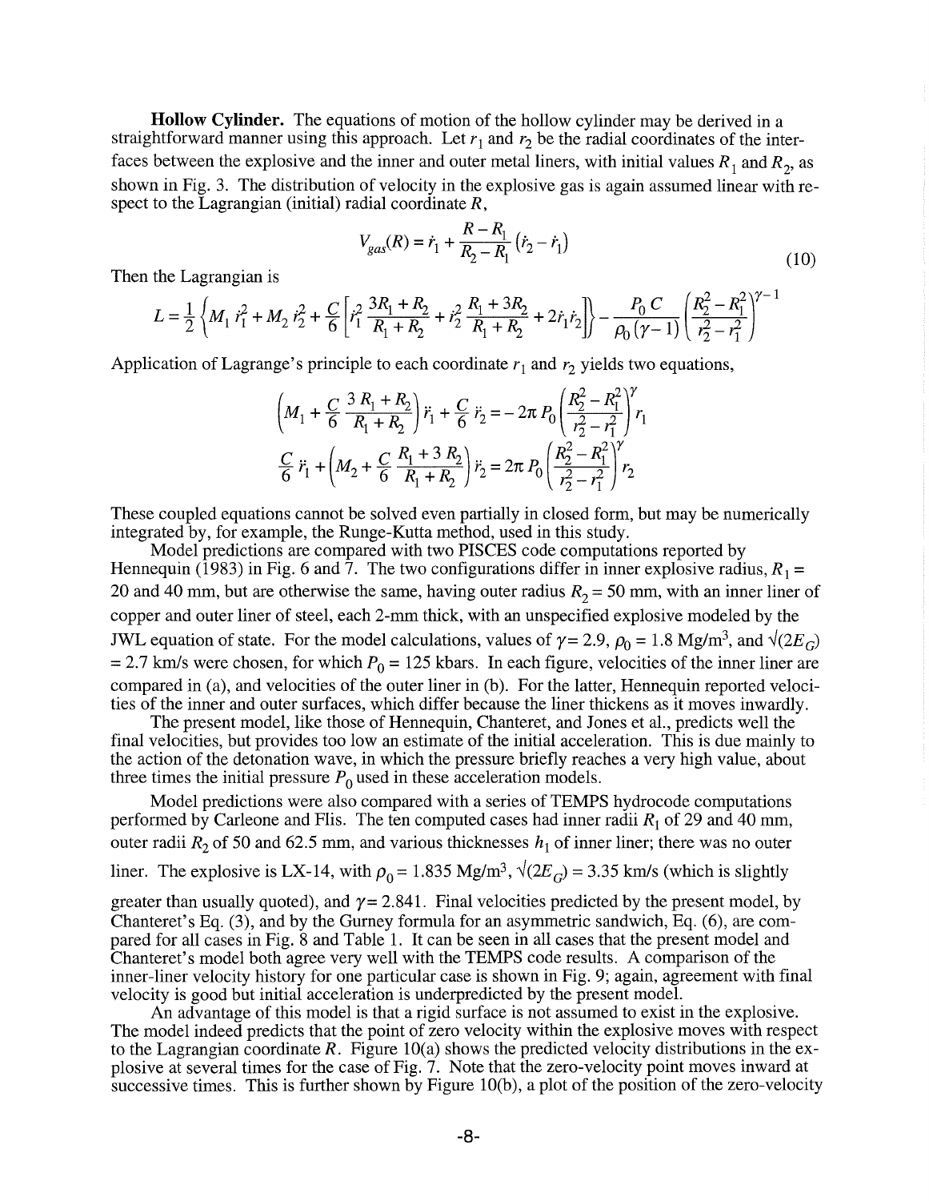**Hollow Cylinder.** The equations of motion of the hollow cylinder may be derived in a straightforward manner using this approach. Let $r_1$ and $r_2$ be the radial coordinates of the interfaces between the explosive and the inner and outer metal liners, with initial values $R_1$ and $R_2$, as shown in Fig. 3. The distribution of velocity in the explosive gas is again assumed linear with respect to the Lagrangian (initial) radial coordinate $R$,

$$V_{gas}(R) = \dot{r}_1 + \frac{R - R_1}{R_2 - R_1}(\dot{r}_2 - \dot{r}_1) \tag{10}$$

Then the Lagrangian is

$$L = \frac{1}{2}\left\{M_1\,\dot{r}_1^2 + M_2\,\dot{r}_2^2 + \frac{C}{6}\left[\dot{r}_1^2\,\frac{3R_1 + R_2}{R_1 + R_2} + \dot{r}_2^2\,\frac{R_1 + 3R_2}{R_1 + R_2} + 2\dot{r}_1\dot{r}_2\right]\right\} - \frac{P_0\,C}{\rho_0\,(\gamma - 1)}\left(\frac{R_2^2 - R_1^2}{r_2^2 - r_1^2}\right)^{\gamma - 1}$$

Application of Lagrange's principle to each coordinate $r_1$ and $r_2$ yields two equations,

$$\left(M_1 + \frac{C}{6}\,\frac{3\,R_1 + R_2}{R_1 + R_2}\right)\ddot{r}_1 + \frac{C}{6}\,\ddot{r}_2 = -\,2\pi\,P_0\left(\frac{R_2^2 - R_1^2}{r_2^2 - r_1^2}\right)^{\gamma} r_1$$

$$\frac{C}{6}\,\ddot{r}_1 + \left(M_2 + \frac{C}{6}\,\frac{R_1 + 3\,R_2}{R_1 + R_2}\right)\ddot{r}_2 = 2\pi\,P_0\left(\frac{R_2^2 - R_1^2}{r_2^2 - r_1^2}\right)^{\gamma} r_2$$

These coupled equations cannot be solved even partially in closed form, but may be numerically integrated by, for example, the Runge-Kutta method, used in this study.

Model predictions are compared with two PISCES code computations reported by Hennequin (1983) in Fig. 6 and 7. The two configurations differ in inner explosive radius, $R_1$ = 20 and 40 mm, but are otherwise the same, having outer radius $R_2$ = 50 mm, with an inner liner of copper and outer liner of steel, each 2-mm thick, with an unspecified explosive modeled by the JWL equation of state. For the model calculations, values of $\gamma$ = 2.9, $\rho_0$ = 1.8 Mg/m$^3$, and $\sqrt{(2E_G)}$ = 2.7 km/s were chosen, for which $P_0$ = 125 kbars. In each figure, velocities of the inner liner are compared in (a), and velocities of the outer liner in (b). For the latter, Hennequin reported velocities of the inner and outer surfaces, which differ because the liner thickens as it moves inwardly.

The present model, like those of Hennequin, Chanteret, and Jones et al., predicts well the final velocities, but provides too low an estimate of the initial acceleration. This is due mainly to the action of the detonation wave, in which the pressure briefly reaches a very high value, about three times the initial pressure $P_0$ used in these acceleration models.

Model predictions were also compared with a series of TEMPS hydrocode computations performed by Carleone and Flis. The ten computed cases had inner radii $R_1$ of 29 and 40 mm, outer radii $R_2$ of 50 and 62.5 mm, and various thicknesses $h_1$ of inner liner; there was no outer liner. The explosive is LX-14, with $\rho_0$ = 1.835 Mg/m$^3$, $\sqrt{(2E_G)}$ = 3.35 km/s (which is slightly greater than usually quoted), and $\gamma$ = 2.841. Final velocities predicted by the present model, by Chanteret's Eq. (3), and by the Gurney formula for an asymmetric sandwich, Eq. (6), are compared for all cases in Fig. 8 and Table 1. It can be seen in all cases that the present model and Chanteret's model both agree very well with the TEMPS code results. A comparison of the inner-liner velocity history for one particular case is shown in Fig. 9; again, agreement with final velocity is good but initial acceleration is underpredicted by the present model.

An advantage of this model is that a rigid surface is not assumed to exist in the explosive. The model indeed predicts that the point of zero velocity within the explosive moves with respect to the Lagrangian coordinate $R$. Figure 10(a) shows the predicted velocity distributions in the explosive at several times for the case of Fig. 7. Note that the zero-velocity point moves inward at successive times. This is further shown by Figure 10(b), a plot of the position of the zero-velocity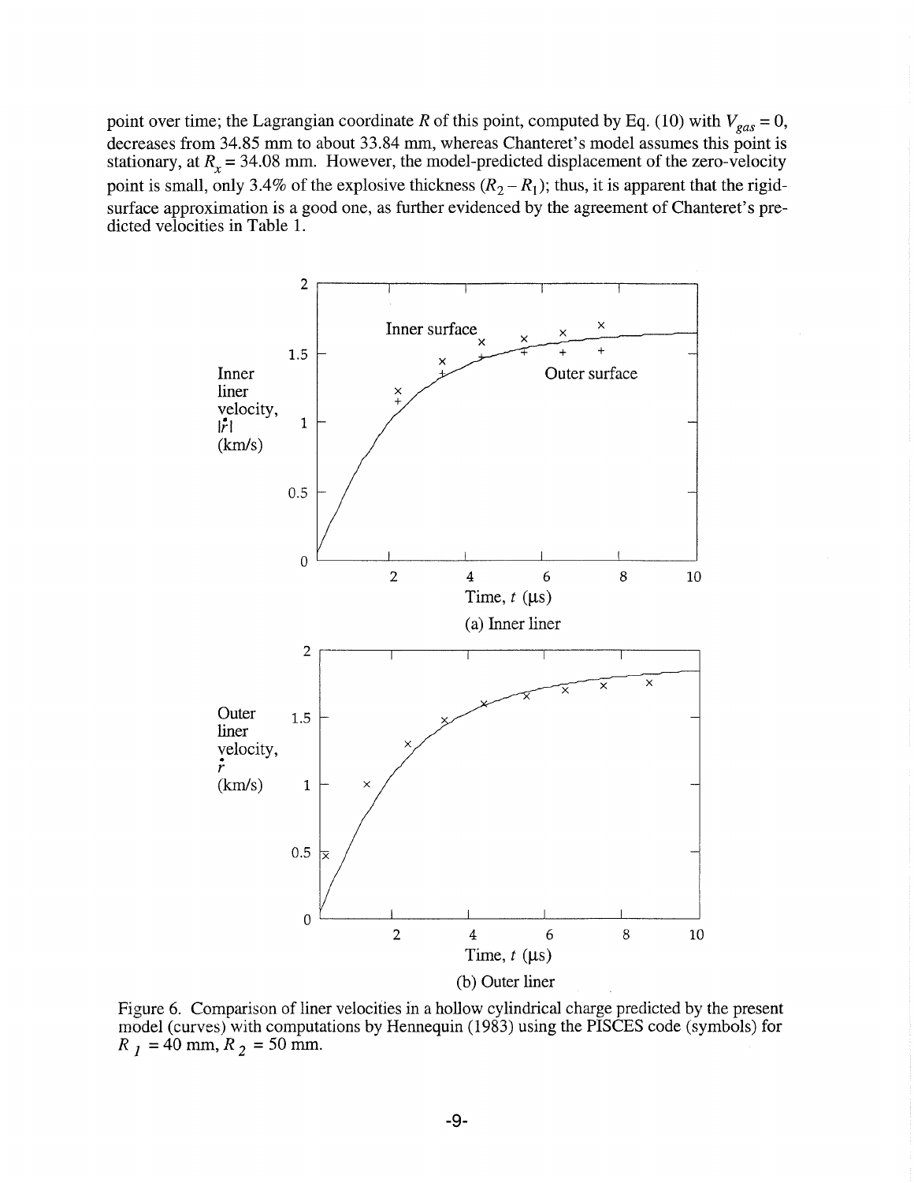point over time; the Lagrangian coordinate $R$ of this point, computed by Eq. (10) with $V_{gas} = 0$, decreases from 34.85 mm to about 33.84 mm, whereas Chanteret's model assumes this point is stationary, at $R_x = 34.08$ mm. However, the model-predicted displacement of the zero-velocity point is small, only 3.4% of the explosive thickness $(R_2 - R_1)$; thus, it is apparent that the rigid-surface approximation is a good one, as further evidenced by the agreement of Chanteret's predicted velocities in Table 1.

(a) Inner liner

(b) Outer liner

Figure 6. Comparison of liner velocities in a hollow cylindrical charge predicted by the present model (curves) with computations by Hennequin (1983) using the PISCES code (symbols) for $R_1 = 40$ mm, $R_2 = 50$ mm.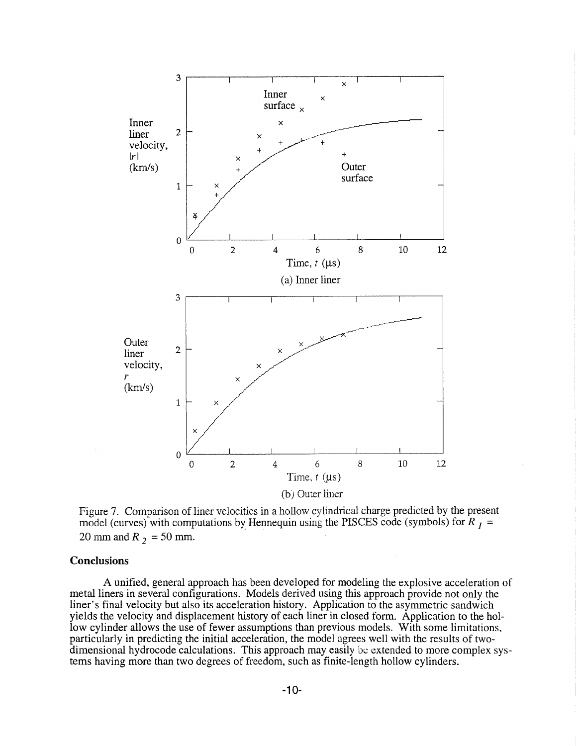Figure 7. Comparison of liner velocities in a hollow cylindrical charge predicted by the present model (curves) with computations by Hennequin using the PISCES code (symbols) for $R_1$ = 20 mm and $R_2$ = 50 mm.

## Conclusions

A unified, general approach has been developed for modeling the explosive acceleration of metal liners in several configurations. Models derived using this approach provide not only the liner's final velocity but also its acceleration history. Application to the asymmetric sandwich yields the velocity and displacement history of each liner in closed form. Application to the hollow cylinder allows the use of fewer assumptions than previous models. With some limitations, particularly in predicting the initial acceleration, the model agrees well with the results of two-dimensional hydrocode calculations. This approach may easily be extended to more complex systems having more than two degrees of freedom, such as finite-length hollow cylinders.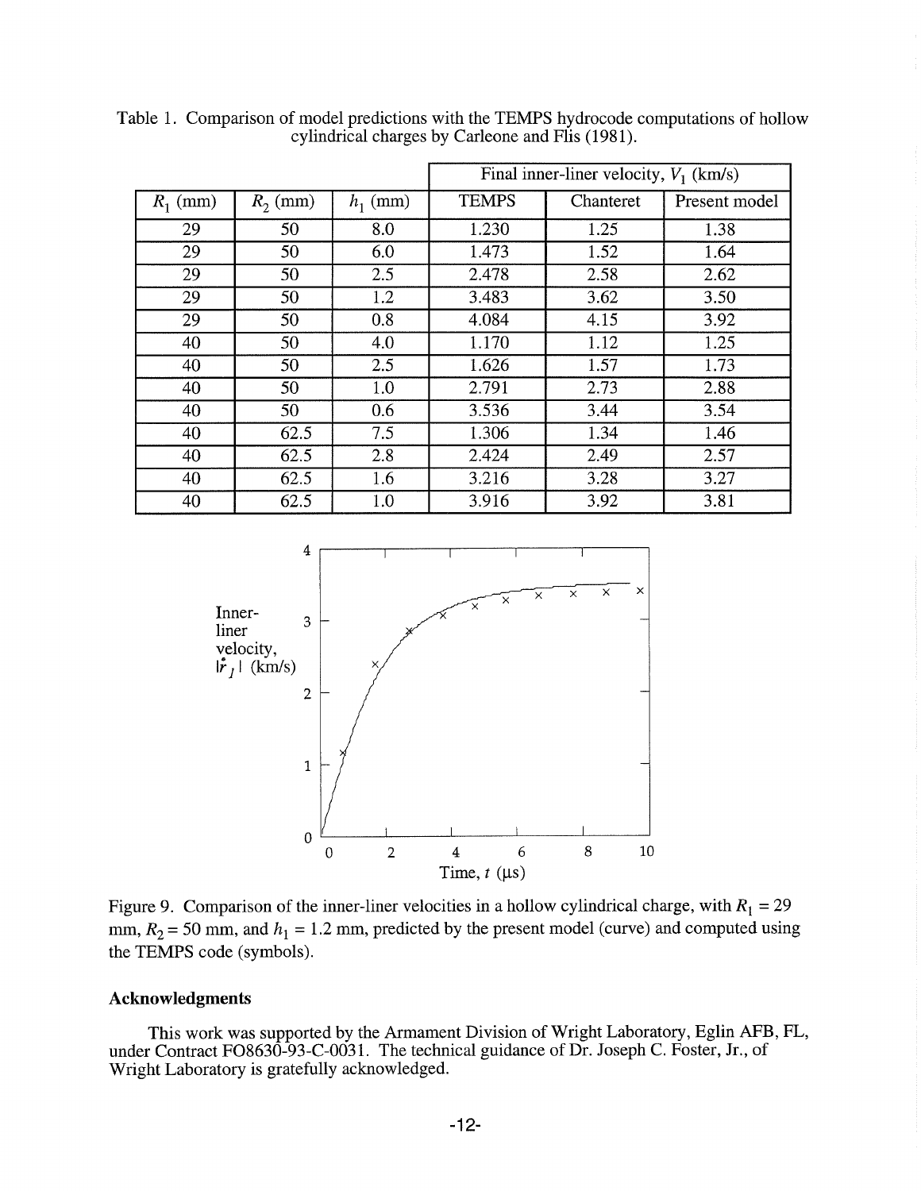Table 1. Comparison of model predictions with the TEMPS hydrocode computations of hollow cylindrical charges by Carleone and Flis (1981).

| $R_1$ (mm) | $R_2$ (mm) | $h_1$ (mm) | Final inner-liner velocity, $V_1$ (km/s) | | |
|---|---|---|---|---|---|
| | | | TEMPS | Chanteret | Present model |
| 29 | 50 | 8.0 | 1.230 | 1.25 | 1.38 |
| 29 | 50 | 6.0 | 1.473 | 1.52 | 1.64 |
| 29 | 50 | 2.5 | 2.478 | 2.58 | 2.62 |
| 29 | 50 | 1.2 | 3.483 | 3.62 | 3.50 |
| 29 | 50 | 0.8 | 4.084 | 4.15 | 3.92 |
| 40 | 50 | 4.0 | 1.170 | 1.12 | 1.25 |
| 40 | 50 | 2.5 | 1.626 | 1.57 | 1.73 |
| 40 | 50 | 1.0 | 2.791 | 2.73 | 2.88 |
| 40 | 50 | 0.6 | 3.536 | 3.44 | 3.54 |
| 40 | 62.5 | 7.5 | 1.306 | 1.34 | 1.46 |
| 40 | 62.5 | 2.8 | 2.424 | 2.49 | 2.57 |
| 40 | 62.5 | 1.6 | 3.216 | 3.28 | 3.27 |
| 40 | 62.5 | 1.0 | 3.916 | 3.92 | 3.81 |

Figure 9. Comparison of the inner-liner velocities in a hollow cylindrical charge, with $R_1$ = 29 mm, $R_2$ = 50 mm, and $h_1$ = 1.2 mm, predicted by the present model (curve) and computed using the TEMPS code (symbols).

## Acknowledgments

This work was supported by the Armament Division of Wright Laboratory, Eglin AFB, FL, under Contract FO8630-93-C-0031. The technical guidance of Dr. Joseph C. Foster, Jr., of Wright Laboratory is gratefully acknowledged.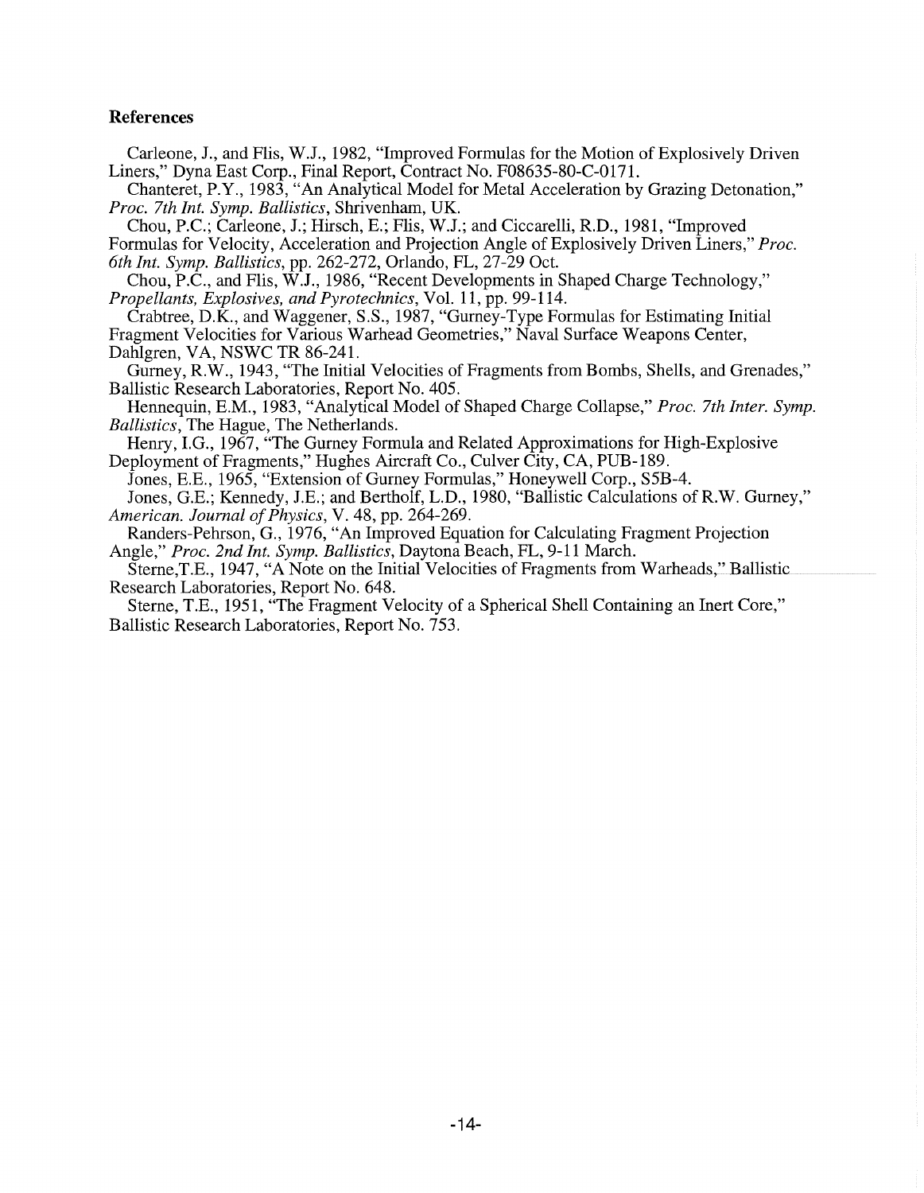## References

Carleone, J., and Flis, W.J., 1982, "Improved Formulas for the Motion of Explosively Driven Liners," Dyna East Corp., Final Report, Contract No. F08635-80-C-0171.

Chanteret, P.Y., 1983, "An Analytical Model for Metal Acceleration by Grazing Detonation," *Proc. 7th Int. Symp. Ballistics*, Shrivenham, UK.

Chou, P.C.; Carleone, J.; Hirsch, E.; Flis, W.J.; and Ciccarelli, R.D., 1981, "Improved Formulas for Velocity, Acceleration and Projection Angle of Explosively Driven Liners," *Proc. 6th Int. Symp. Ballistics*, pp. 262-272, Orlando, FL, 27-29 Oct.

Chou, P.C., and Flis, W.J., 1986, "Recent Developments in Shaped Charge Technology," *Propellants, Explosives, and Pyrotechnics*, Vol. 11, pp. 99-114.

Crabtree, D.K., and Waggener, S.S., 1987, "Gurney-Type Formulas for Estimating Initial Fragment Velocities for Various Warhead Geometries," Naval Surface Weapons Center, Dahlgren, VA, NSWC TR 86-241.

Gurney, R.W., 1943, "The Initial Velocities of Fragments from Bombs, Shells, and Grenades," Ballistic Research Laboratories, Report No. 405.

Hennequin, E.M., 1983, "Analytical Model of Shaped Charge Collapse," *Proc. 7th Inter. Symp. Ballistics*, The Hague, The Netherlands.

Henry, I.G., 1967, "The Gurney Formula and Related Approximations for High-Explosive Deployment of Fragments," Hughes Aircraft Co., Culver City, CA, PUB-189.

Jones, E.E., 1965, "Extension of Gurney Formulas," Honeywell Corp., S5B-4.

Jones, G.E.; Kennedy, J.E.; and Bertholf, L.D., 1980, "Ballistic Calculations of R.W. Gurney," *American. Journal of Physics*, V. 48, pp. 264-269.

Randers-Pehrson, G., 1976, "An Improved Equation for Calculating Fragment Projection Angle," *Proc. 2nd Int. Symp. Ballistics*, Daytona Beach, FL, 9-11 March.

Sterne,T.E., 1947, "A Note on the Initial Velocities of Fragments from Warheads," Ballistic Research Laboratories, Report No. 648.

Sterne, T.E., 1951, "The Fragment Velocity of a Spherical Shell Containing an Inert Core," Ballistic Research Laboratories, Report No. 753.